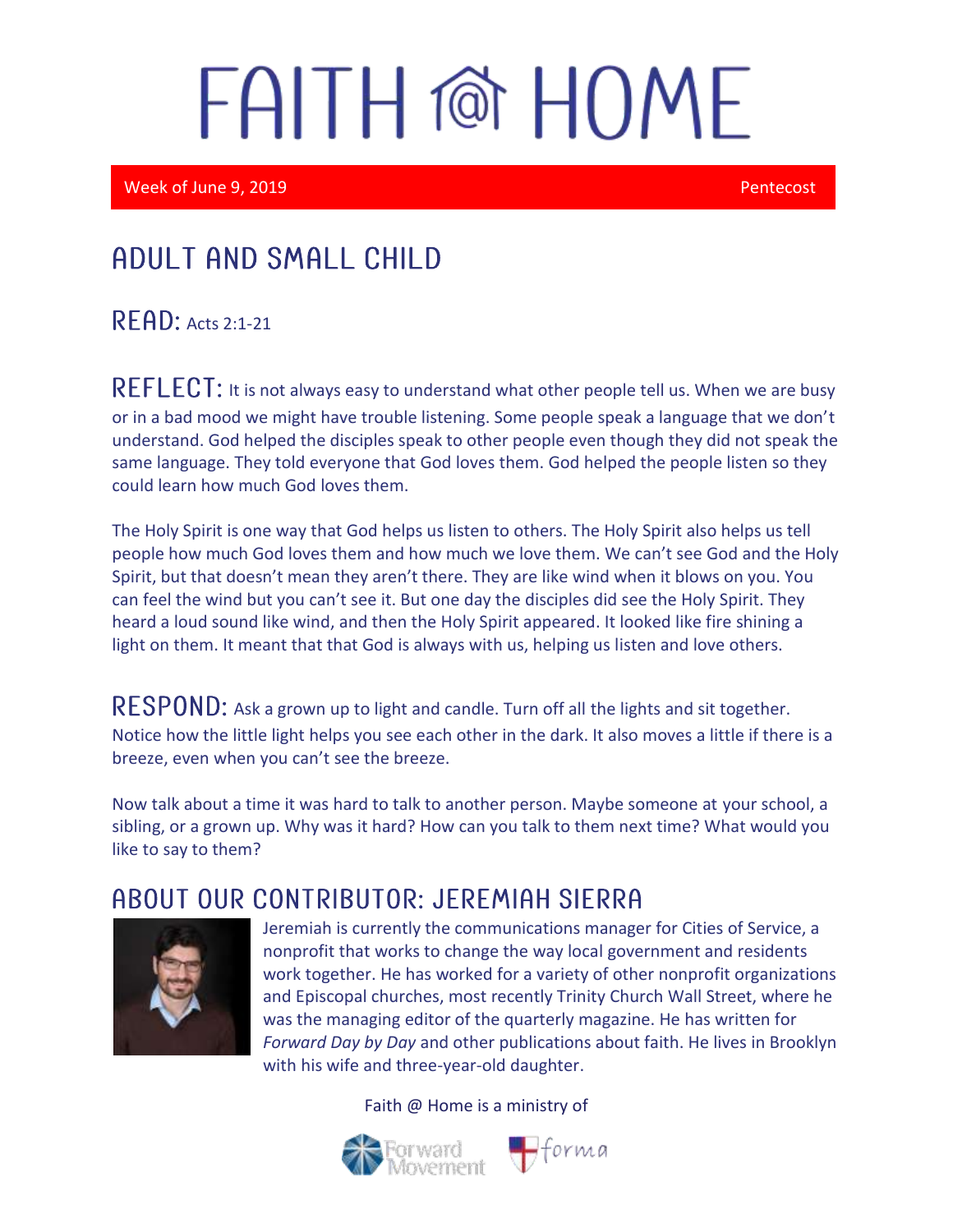# FAITH @ HOME

Week of June 9, 2019 Pentecost

## ADULT AND SMALL CHILD

**READ:** Acts 2:1-21

**REFLECT:** It is not always easy to understand what other people tell us. When we are busy or in a bad mood we might have trouble listening. Some people speak a language that we don't understand. God helped the disciples speak to other people even though they did not speak the same language. They told everyone that God loves them. God helped the people listen so they could learn how much God loves them.

The Holy Spirit is one way that God helps us listen to others. The Holy Spirit also helps us tell people how much God loves them and how much we love them. We can't see God and the Holy Spirit, but that doesn't mean they aren't there. They are like wind when it blows on you. You can feel the wind but you can't see it. But one day the disciples did see the Holy Spirit. They heard a loud sound like wind, and then the Holy Spirit appeared. It looked like fire shining a light on them. It meant that that God is always with us, helping us listen and love others.

**RESPOND:** Ask a grown up to light and candle. Turn off all the lights and sit together. Notice how the little light helps you see each other in the dark. It also moves a little if there is a breeze, even when you can't see the breeze.

Now talk about a time it was hard to talk to another person. Maybe someone at your school, a sibling, or a grown up. Why was it hard? How can you talk to them next time? What would you like to say to them?

## ABOUT OUR CONTRIBUTOR: JEREMIAH SIERRA

Jeremiah is currently the communications manager for Cities of Service, a nonprofit that works to change the way local government and residents work together. He has worked for a variety of other nonprofit organizations and Episcopal churches, most recently Trinity Church Wall Street, where he was the managing editor of the quarterly magazine. He has written for *Forward Day by Day* and other publications about faith. He lives in Brooklyn with his wife and three-year-old daughter.

Faith @ Home is a ministry of

Forward Movement forma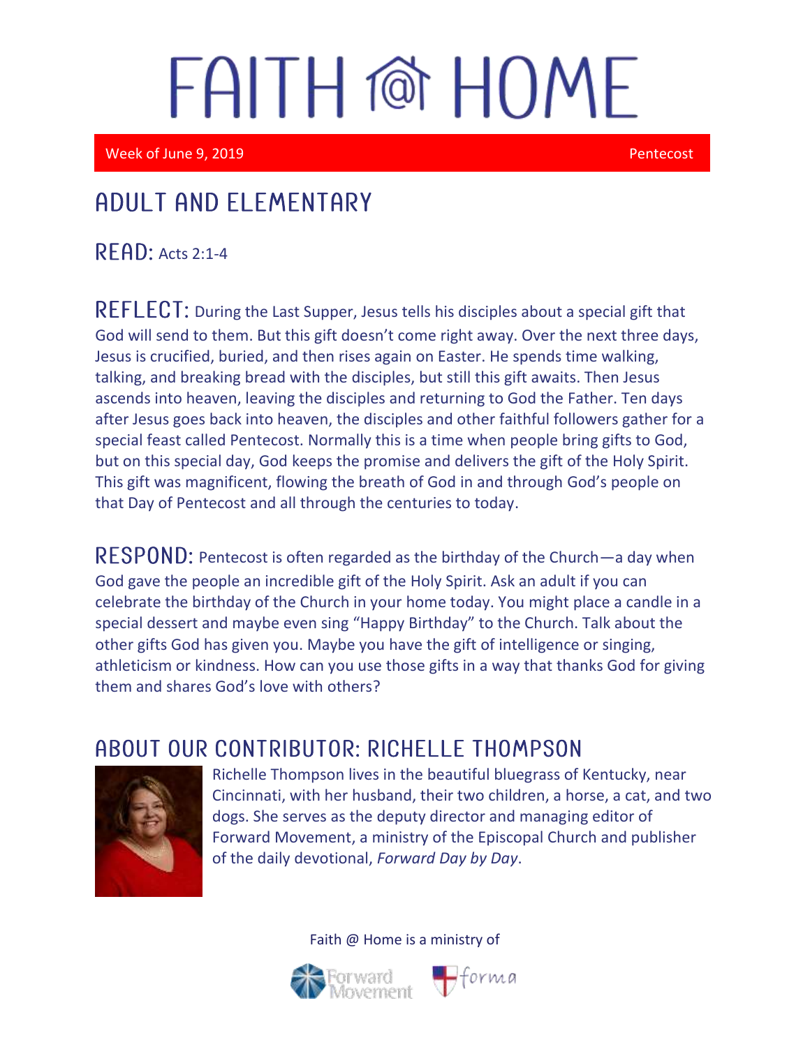# FAITH @ HOME

Week of June 9, 2019 — Pentecost

## ADULT AND ELEMENTARY

**READ:** Acts 2:1-4

**REFLECT:** During the Last Supper, Jesus tells his disciples about a special gift that God will send to them. But this gift doesn't come right away. Over the next three days, Jesus is crucified, buried, and then rises again on Easter. He spends time walking, talking, and breaking bread with the disciples, but still this gift awaits. Then Jesus ascends into heaven, leaving the disciples and returning to God the Father. Ten days after Jesus goes back into heaven, the disciples and other faithful followers gather for a special feast called Pentecost. Normally this is a time when people bring gifts to God, but on this special day, God keeps the promise and delivers the gift of the Holy Spirit. This gift was magnificent, flowing the breath of God in and through God's people on that Day of Pentecost and all through the centuries to today.

**RESPOND:** Pentecost is often regarded as the birthday of the Church—a day when God gave the people an incredible gift of the Holy Spirit. Ask an adult if you can celebrate the birthday of the Church in your home today. You might place a candle in a special dessert and maybe even sing "Happy Birthday" to the Church. Talk about the other gifts God has given you. Maybe you have the gift of intelligence or singing, athleticism or kindness. How can you use those gifts in a way that thanks God for giving them and shares God's love with others?

## ABOUT OUR CONTRIBUTOR: RICHELLE THOMPSON

Richelle Thompson lives in the beautiful bluegrass of Kentucky, near Cincinnati, with her husband, their two children, a horse, a cat, and two dogs. She serves as the deputy director and managing editor of Forward Movement, a ministry of the Episcopal Church and publisher of the daily devotional, *Forward Day by Day*.

Faith @ Home is a ministry of Forward Movement and forma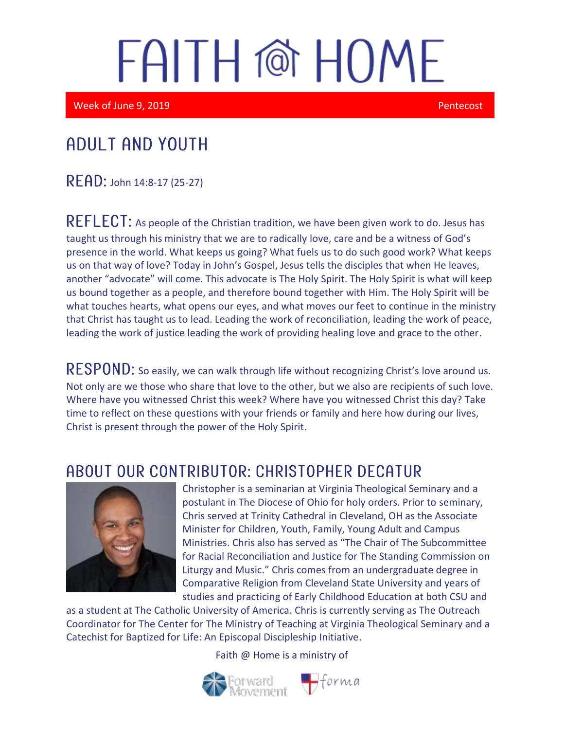# FAITH @ HOME

Week of June 9, 2019 Pentecost

## ADULT AND YOUTH

**READ:** John 14:8-17 (25-27)

**REFLECT:** As people of the Christian tradition, we have been given work to do. Jesus has taught us through his ministry that we are to radically love, care and be a witness of God's presence in the world. What keeps us going? What fuels us to do such good work? What keeps us on that way of love? Today in John's Gospel, Jesus tells the disciples that when He leaves, another "advocate" will come. This advocate is The Holy Spirit. The Holy Spirit is what will keep us bound together as a people, and therefore bound together with Him. The Holy Spirit will be what touches hearts, what opens our eyes, and what moves our feet to continue in the ministry that Christ has taught us to lead. Leading the work of reconciliation, leading the work of peace, leading the work of justice leading the work of providing healing love and grace to the other.

**RESPOND:** So easily, we can walk through life without recognizing Christ's love around us. Not only are we those who share that love to the other, but we also are recipients of such love. Where have you witnessed Christ this week? Where have you witnessed Christ this day? Take time to reflect on these questions with your friends or family and here how during our lives, Christ is present through the power of the Holy Spirit.

## ABOUT OUR CONTRIBUTOR: CHRISTOPHER DECATUR

Christopher is a seminarian at Virginia Theological Seminary and a postulant in The Diocese of Ohio for holy orders. Prior to seminary, Chris served at Trinity Cathedral in Cleveland, OH as the Associate Minister for Children, Youth, Family, Young Adult and Campus Ministries. Chris also has served as "The Chair of The Subcommittee for Racial Reconciliation and Justice for The Standing Commission on Liturgy and Music." Chris comes from an undergraduate degree in Comparative Religion from Cleveland State University and years of studies and practicing of Early Childhood Education at both CSU and as a student at The Catholic University of America. Chris is currently serving as The Outreach Coordinator for The Center for The Ministry of Teaching at Virginia Theological Seminary and a Catechist for Baptized for Life: An Episcopal Discipleship Initiative.

Faith @ Home is a ministry of

Forward Movement forma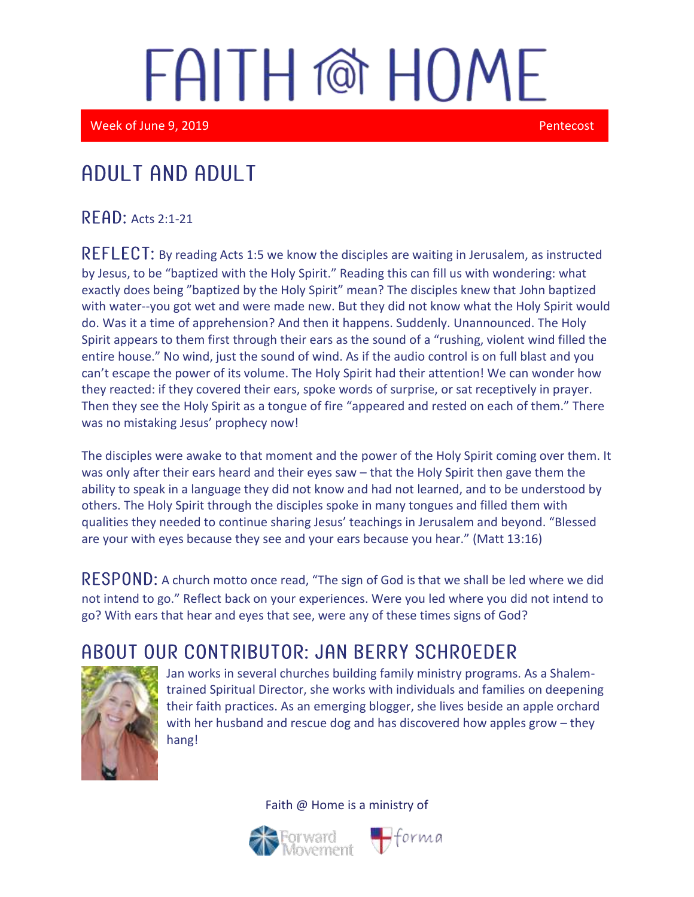# FAITH @ HOME

Week of June 9, 2019 Pentecost

## ADULT AND ADULT

**READ:** Acts 2:1-21

**REFLECT:** By reading Acts 1:5 we know the disciples are waiting in Jerusalem, as instructed by Jesus, to be "baptized with the Holy Spirit." Reading this can fill us with wondering: what exactly does being "baptized by the Holy Spirit" mean? The disciples knew that John baptized with water--you got wet and were made new. But they did not know what the Holy Spirit would do. Was it a time of apprehension? And then it happens. Suddenly. Unannounced. The Holy Spirit appears to them first through their ears as the sound of a "rushing, violent wind filled the entire house." No wind, just the sound of wind. As if the audio control is on full blast and you can't escape the power of its volume. The Holy Spirit had their attention! We can wonder how they reacted: if they covered their ears, spoke words of surprise, or sat receptively in prayer. Then they see the Holy Spirit as a tongue of fire "appeared and rested on each of them." There was no mistaking Jesus' prophecy now!

The disciples were awake to that moment and the power of the Holy Spirit coming over them. It was only after their ears heard and their eyes saw – that the Holy Spirit then gave them the ability to speak in a language they did not know and had not learned, and to be understood by others. The Holy Spirit through the disciples spoke in many tongues and filled them with qualities they needed to continue sharing Jesus' teachings in Jerusalem and beyond. "Blessed are your with eyes because they see and your ears because you hear." (Matt 13:16)

**RESPOND:** A church motto once read, "The sign of God is that we shall be led where we did not intend to go." Reflect back on your experiences. Were you led where you did not intend to go? With ears that hear and eyes that see, were any of these times signs of God?

## ABOUT OUR CONTRIBUTOR: JAN BERRY SCHROEDER

Jan works in several churches building family ministry programs. As a Shalem-trained Spiritual Director, she works with individuals and families on deepening their faith practices. As an emerging blogger, she lives beside an apple orchard with her husband and rescue dog and has discovered how apples grow – they hang!

Faith @ Home is a ministry of

Forward Movement forma